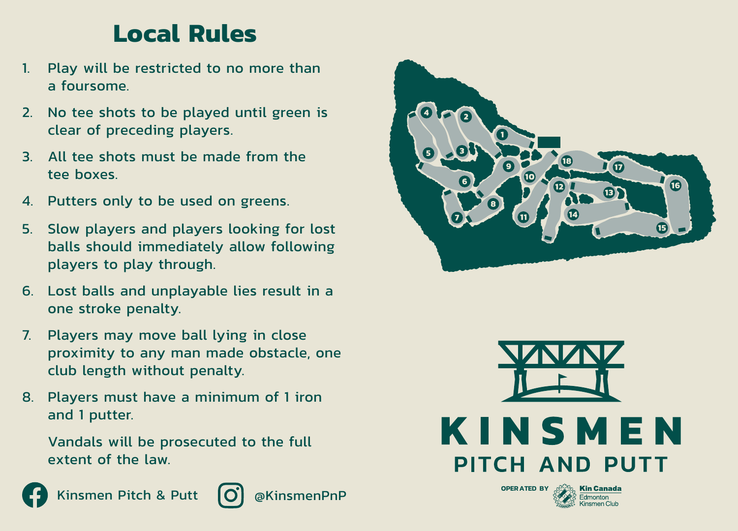# Local Rules

1. Play will be restricted to no more than a foursome.
2. No tee shots to be played until green is clear of preceding players.
3. All tee shots must be made from the tee boxes.
4. Putters only to be used on greens.
5. Slow players and players looking for lost balls should immediately allow following players to play through.
6. Lost balls and unplayable lies result in a one stroke penalty.
7. Players may move ball lying in close proximity to any man made obstacle, one club length without penalty.
8. Players must have a minimum of 1 iron and 1 putter.

Vandals will be prosecuted to the full extent of the law.

Kinsmen Pitch & Putt

@KinsmenPnP

# KINSMEN

## PITCH AND PUTT

OPERATED BY Kin Canada Edmonton Kinsmen Club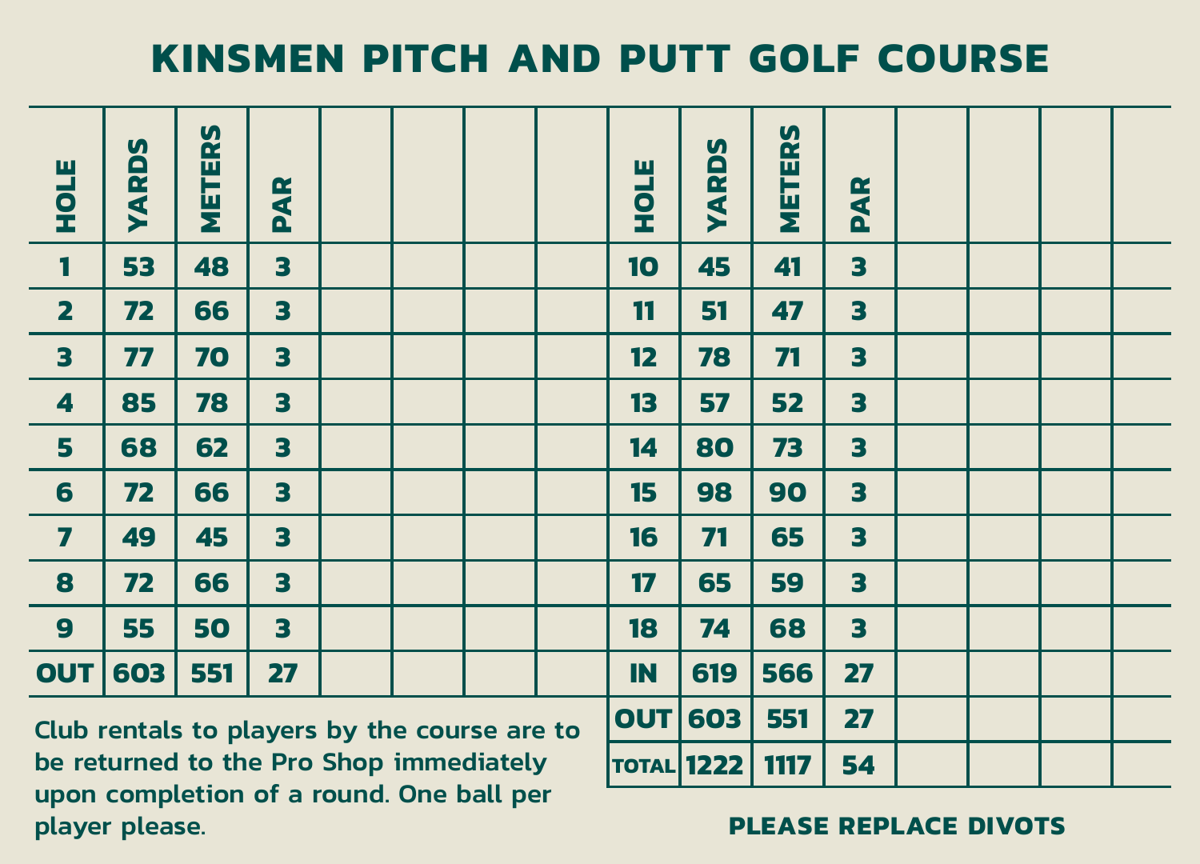# KINSMEN PITCH AND PUTT GOLF COURSE

| HOLE | YARDS | METERS | PAR | | | | |
|---|---|---|---|---|---|---|---|
| 1 | 53 | 48 | 3 | | | | |
| 2 | 72 | 66 | 3 | | | | |
| 3 | 77 | 70 | 3 | | | | |
| 4 | 85 | 78 | 3 | | | | |
| 5 | 68 | 62 | 3 | | | | |
| 6 | 72 | 66 | 3 | | | | |
| 7 | 49 | 45 | 3 | | | | |
| 8 | 72 | 66 | 3 | | | | |
| 9 | 55 | 50 | 3 | | | | |
| OUT | 603 | 551 | 27 | | | | |

| HOLE | YARDS | METERS | PAR | | | | |
|---|---|---|---|---|---|---|---|
| 10 | 45 | 41 | 3 | | | | |
| 11 | 51 | 47 | 3 | | | | |
| 12 | 78 | 71 | 3 | | | | |
| 13 | 57 | 52 | 3 | | | | |
| 14 | 80 | 73 | 3 | | | | |
| 15 | 98 | 90 | 3 | | | | |
| 16 | 71 | 65 | 3 | | | | |
| 17 | 65 | 59 | 3 | | | | |
| 18 | 74 | 68 | 3 | | | | |
| IN | 619 | 566 | 27 | | | | |
| OUT | 603 | 551 | 27 | | | | |
| TOTAL | 1222 | 1117 | 54 | | | | |

Club rentals to players by the course are to be returned to the Pro Shop immediately upon completion of a round. One ball per player please.

**PLEASE REPLACE DIVOTS**